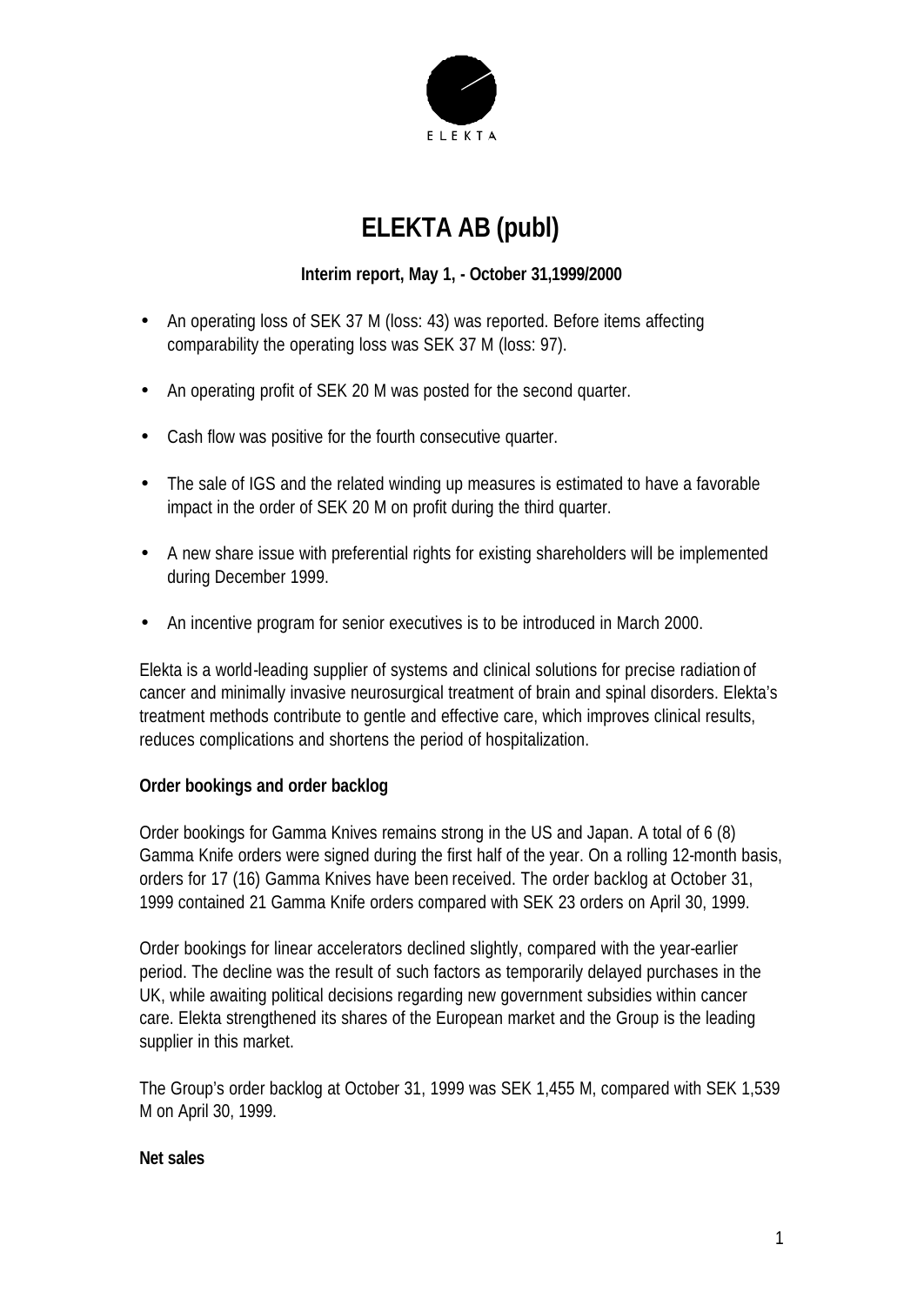# ELEKTA AB (publ)

**Interim report, May 1, - October 31,1999/2000**

- An operating loss of SEK 37 M (loss: 43) was reported. Before items affecting comparability the operating loss was SEK 37 M (loss: 97).
- An operating profit of SEK 20 M was posted for the second quarter.
- Cash flow was positive for the fourth consecutive quarter.
- The sale of IGS and the related winding up measures is estimated to have a favorable impact in the order of SEK 20 M on profit during the third quarter.
- A new share issue with preferential rights for existing shareholders will be implemented during December 1999.
- An incentive program for senior executives is to be introduced in March 2000.

Elekta is a world-leading supplier of systems and clinical solutions for precise radiation of cancer and minimally invasive neurosurgical treatment of brain and spinal disorders. Elekta's treatment methods contribute to gentle and effective care, which improves clinical results, reduces complications and shortens the period of hospitalization.

**Order bookings and order backlog**

Order bookings for Gamma Knives remains strong in the US and Japan. A total of 6 (8) Gamma Knife orders were signed during the first half of the year. On a rolling 12-month basis, orders for 17 (16) Gamma Knives have been received. The order backlog at October 31, 1999 contained 21 Gamma Knife orders compared with SEK 23 orders on April 30, 1999.

Order bookings for linear accelerators declined slightly, compared with the year-earlier period. The decline was the result of such factors as temporarily delayed purchases in the UK, while awaiting political decisions regarding new government subsidies within cancer care. Elekta strengthened its shares of the European market and the Group is the leading supplier in this market.

The Group's order backlog at October 31, 1999 was SEK 1,455 M, compared with SEK 1,539 M on April 30, 1999.

**Net sales**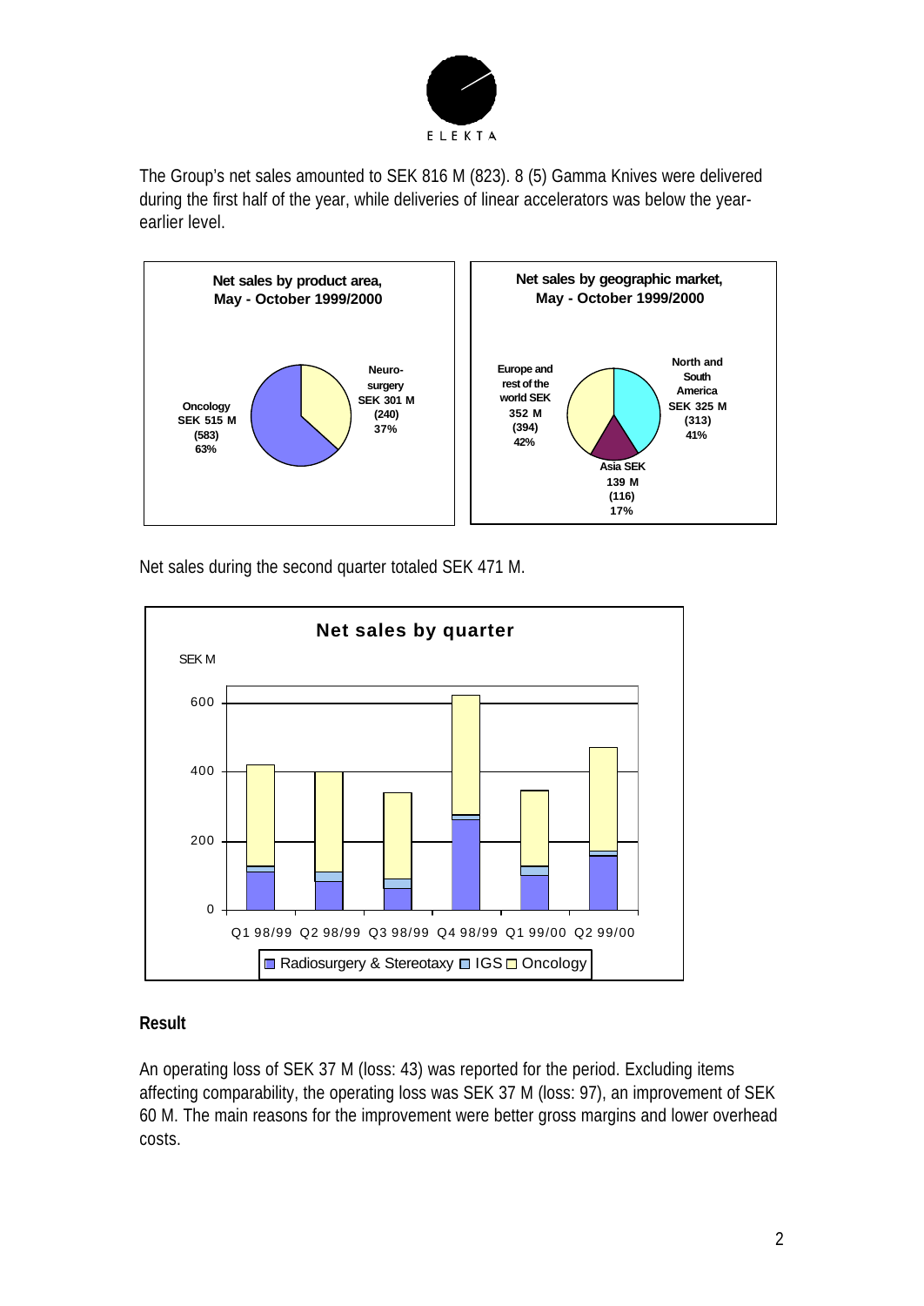The Group's net sales amounted to SEK 816 M (823). 8 (5) Gamma Knives were delivered during the first half of the year, while deliveries of linear accelerators was below the year-earlier level.

**Net sales by product area, May - October 1999/2000**

Oncology SEK 515 M (583) 63%

Neuro-surgery SEK 301 M (240) 37%

**Net sales by geographic market, May - October 1999/2000**

Europe and rest of the world SEK 352 M (394) 42%

North and South America SEK 325 M (313) 41%

Asia SEK 139 M (116) 17%

Net sales during the second quarter totaled SEK 471 M.

**Net sales by quarter**

SEK M

Q1 98/99, Q2 98/99, Q3 98/99, Q4 98/99, Q1 99/00, Q2 99/00

Radiosurgery & Stereotaxy, IGS, Oncology

### Result

An operating loss of SEK 37 M (loss: 43) was reported for the period. Excluding items affecting comparability, the operating loss was SEK 37 M (loss: 97), an improvement of SEK 60 M. The main reasons for the improvement were better gross margins and lower overhead costs.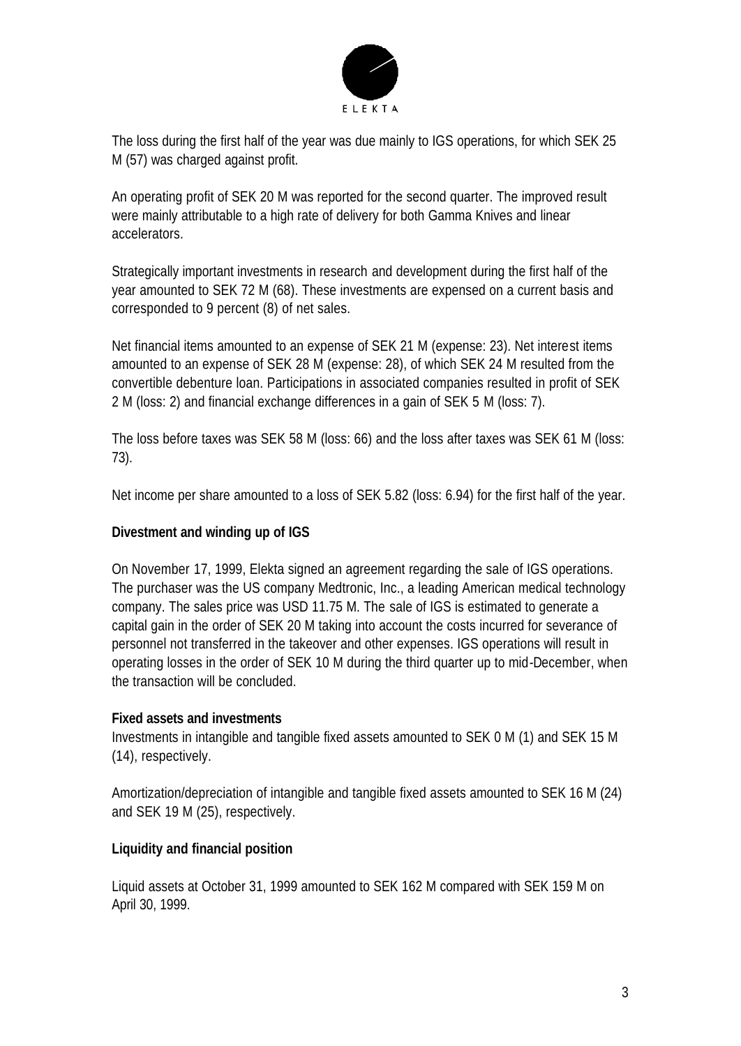The loss during the first half of the year was due mainly to IGS operations, for which SEK 25 M (57) was charged against profit.

An operating profit of SEK 20 M was reported for the second quarter. The improved result were mainly attributable to a high rate of delivery for both Gamma Knives and linear accelerators.

Strategically important investments in research and development during the first half of the year amounted to SEK 72 M (68). These investments are expensed on a current basis and corresponded to 9 percent (8) of net sales.

Net financial items amounted to an expense of SEK 21 M (expense: 23). Net interest items amounted to an expense of SEK 28 M (expense: 28), of which SEK 24 M resulted from the convertible debenture loan. Participations in associated companies resulted in profit of SEK 2 M (loss: 2) and financial exchange differences in a gain of SEK 5 M (loss: 7).

The loss before taxes was SEK 58 M (loss: 66) and the loss after taxes was SEK 61 M (loss: 73).

Net income per share amounted to a loss of SEK 5.82 (loss: 6.94) for the first half of the year.

**Divestment and winding up of IGS**

On November 17, 1999, Elekta signed an agreement regarding the sale of IGS operations. The purchaser was the US company Medtronic, Inc., a leading American medical technology company. The sales price was USD 11.75 M. The sale of IGS is estimated to generate a capital gain in the order of SEK 20 M taking into account the costs incurred for severance of personnel not transferred in the takeover and other expenses. IGS operations will result in operating losses in the order of SEK 10 M during the third quarter up to mid-December, when the transaction will be concluded.

**Fixed assets and investments**

Investments in intangible and tangible fixed assets amounted to SEK 0 M (1) and SEK 15 M (14), respectively.

Amortization/depreciation of intangible and tangible fixed assets amounted to SEK 16 M (24) and SEK 19 M (25), respectively.

**Liquidity and financial position**

Liquid assets at October 31, 1999 amounted to SEK 162 M compared with SEK 159 M on April 30, 1999.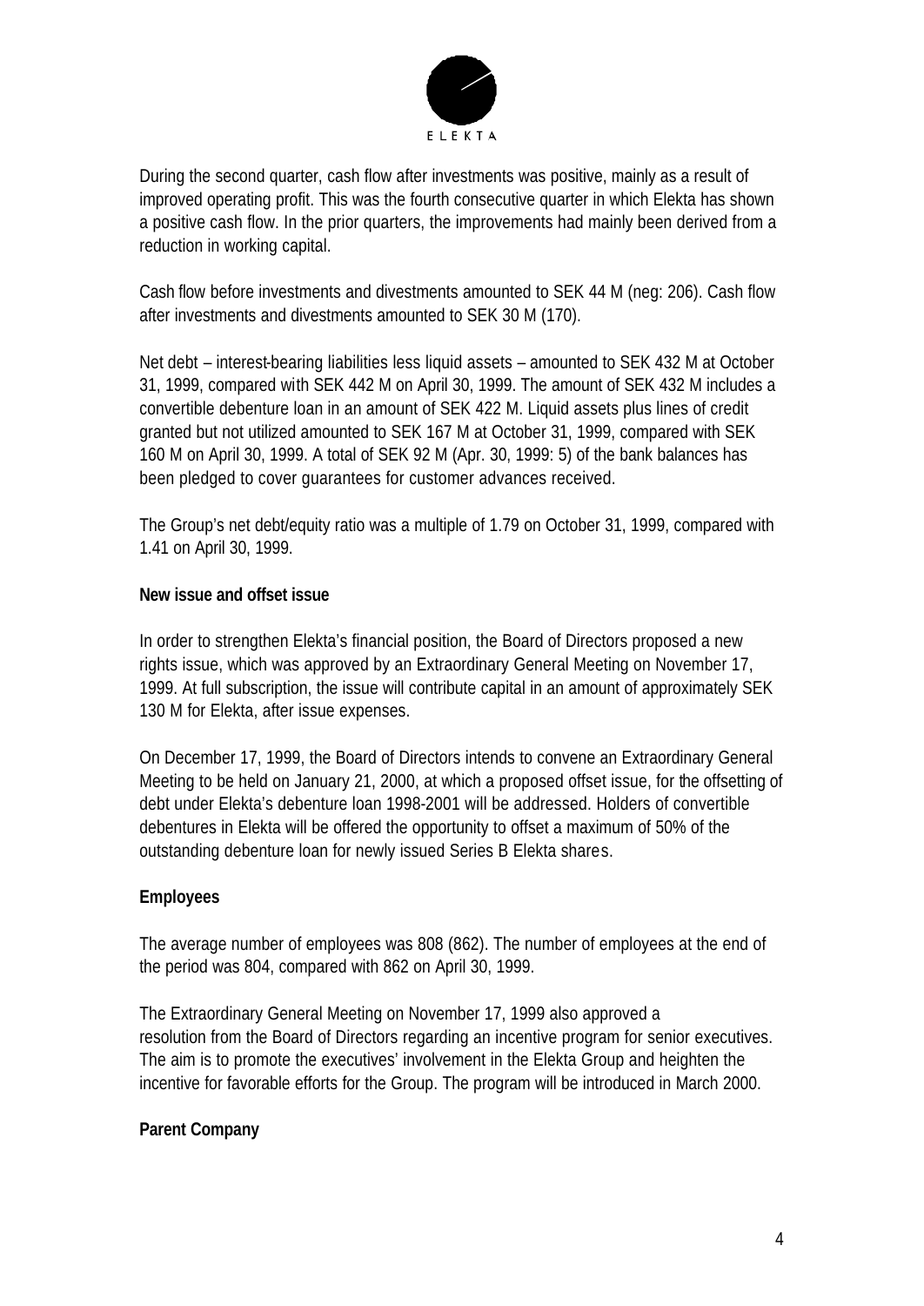During the second quarter, cash flow after investments was positive, mainly as a result of improved operating profit. This was the fourth consecutive quarter in which Elekta has shown a positive cash flow. In the prior quarters, the improvements had mainly been derived from a reduction in working capital.

Cash flow before investments and divestments amounted to SEK 44 M (neg: 206). Cash flow after investments and divestments amounted to SEK 30 M (170).

Net debt – interest-bearing liabilities less liquid assets – amounted to SEK 432 M at October 31, 1999, compared with SEK 442 M on April 30, 1999. The amount of SEK 432 M includes a convertible debenture loan in an amount of SEK 422 M. Liquid assets plus lines of credit granted but not utilized amounted to SEK 167 M at October 31, 1999, compared with SEK 160 M on April 30, 1999. A total of SEK 92 M (Apr. 30, 1999: 5) of the bank balances has been pledged to cover guarantees for customer advances received.

The Group's net debt/equity ratio was a multiple of 1.79 on October 31, 1999, compared with 1.41 on April 30, 1999.

**New issue and offset issue**

In order to strengthen Elekta's financial position, the Board of Directors proposed a new rights issue, which was approved by an Extraordinary General Meeting on November 17, 1999. At full subscription, the issue will contribute capital in an amount of approximately SEK 130 M for Elekta, after issue expenses.

On December 17, 1999, the Board of Directors intends to convene an Extraordinary General Meeting to be held on January 21, 2000, at which a proposed offset issue, for the offsetting of debt under Elekta's debenture loan 1998-2001 will be addressed. Holders of convertible debentures in Elekta will be offered the opportunity to offset a maximum of 50% of the outstanding debenture loan for newly issued Series B Elekta shares.

**Employees**

The average number of employees was 808 (862). The number of employees at the end of the period was 804, compared with 862 on April 30, 1999.

The Extraordinary General Meeting on November 17, 1999 also approved a resolution from the Board of Directors regarding an incentive program for senior executives. The aim is to promote the executives' involvement in the Elekta Group and heighten the incentive for favorable efforts for the Group. The program will be introduced in March 2000.

**Parent Company**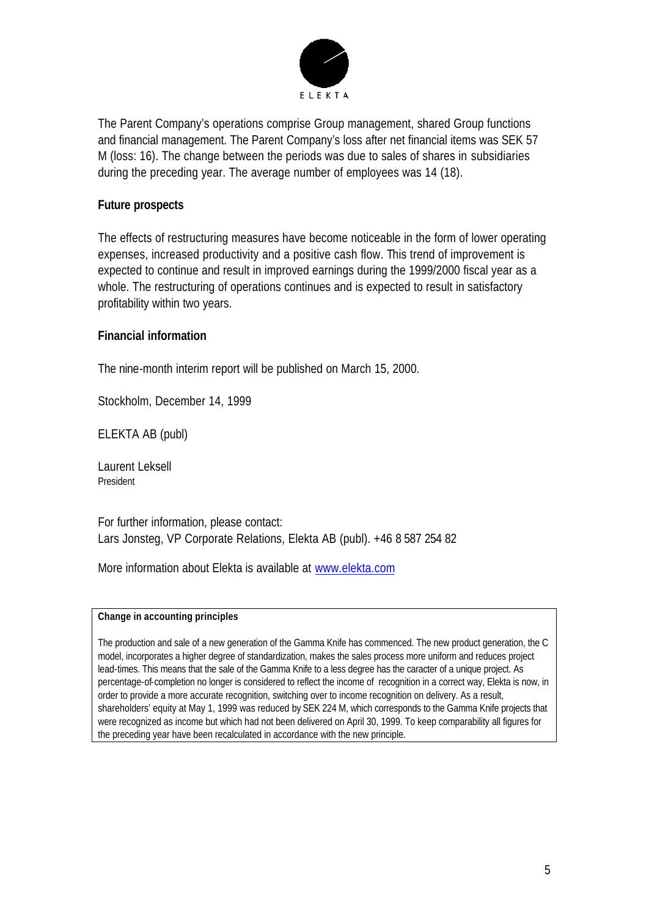The Parent Company's operations comprise Group management, shared Group functions and financial management. The Parent Company's loss after net financial items was SEK 57 M (loss: 16). The change between the periods was due to sales of shares in subsidiaries during the preceding year. The average number of employees was 14 (18).

## Future prospects

The effects of restructuring measures have become noticeable in the form of lower operating expenses, increased productivity and a positive cash flow. This trend of improvement is expected to continue and result in improved earnings during the 1999/2000 fiscal year as a whole. The restructuring of operations continues and is expected to result in satisfactory profitability within two years.

## Financial information

The nine-month interim report will be published on March 15, 2000.

Stockholm, December 14, 1999

ELEKTA AB (publ)

Laurent Leksell
President

For further information, please contact:
Lars Jonsteg, VP Corporate Relations, Elekta AB (publ). +46 8 587 254 82

More information about Elekta is available at www.elekta.com

**Change in accounting principles**

The production and sale of a new generation of the Gamma Knife has commenced. The new product generation, the C model, incorporates a higher degree of standardization, makes the sales process more uniform and reduces project lead-times. This means that the sale of the Gamma Knife to a less degree has the caracter of a unique project. As percentage-of-completion no longer is considered to reflect the income of recognition in a correct way, Elekta is now, in order to provide a more accurate recognition, switching over to income recognition on delivery. As a result, shareholders' equity at May 1, 1999 was reduced by SEK 224 M, which corresponds to the Gamma Knife projects that were recognized as income but which had not been delivered on April 30, 1999. To keep comparability all figures for the preceding year have been recalculated in accordance with the new principle.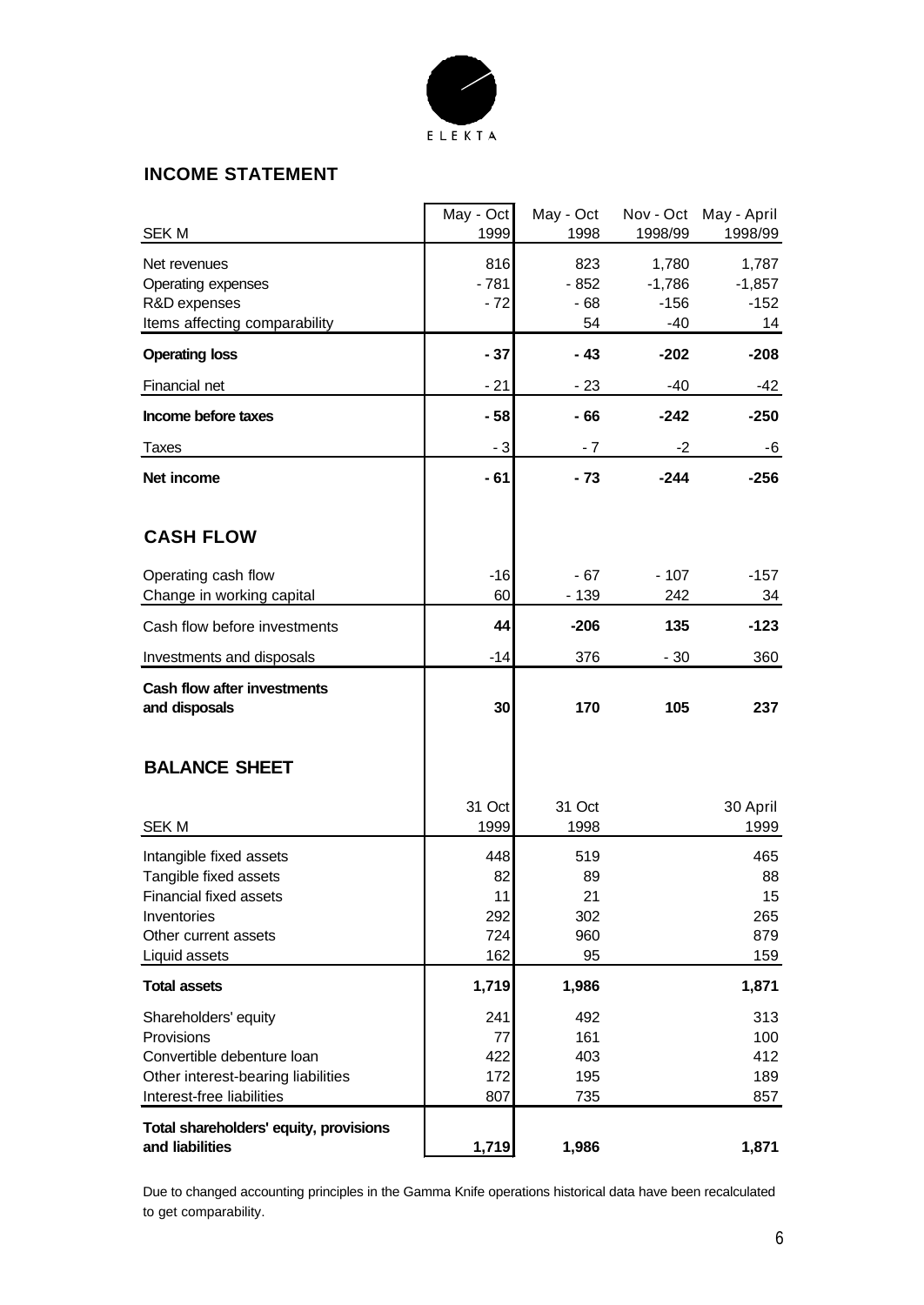ELEKTA

## INCOME STATEMENT

| SEK M | May - Oct 1999 | May - Oct 1998 | Nov - Oct 1998/99 | May - April 1998/99 |
|---|---|---|---|---|
| Net revenues | 816 | 823 | 1,780 | 1,787 |
| Operating expenses | - 781 | - 852 | -1,786 | -1,857 |
| R&D expenses | - 72 | - 68 | -156 | -152 |
| Items affecting comparability | | 54 | -40 | 14 |
| **Operating loss** | **- 37** | **- 43** | **-202** | **-208** |
| Financial net | - 21 | - 23 | -40 | -42 |
| **Income before taxes** | **- 58** | **- 66** | **-242** | **-250** |
| Taxes | - 3 | - 7 | -2 | -6 |
| **Net income** | **- 61** | **- 73** | **-244** | **-256** |

## CASH FLOW

| | May - Oct 1999 | May - Oct 1998 | Nov - Oct 1998/99 | May - April 1998/99 |
|---|---|---|---|---|
| Operating cash flow | -16 | - 67 | - 107 | -157 |
| Change in working capital | 60 | - 139 | 242 | 34 |
| Cash flow before investments | **44** | **-206** | **135** | **-123** |
| Investments and disposals | -14 | 376 | - 30 | 360 |
| **Cash flow after investments and disposals** | **30** | **170** | **105** | **237** |

## BALANCE SHEET

| SEK M | 31 Oct 1999 | 31 Oct 1998 | 30 April 1999 |
|---|---|---|---|
| Intangible fixed assets | 448 | 519 | 465 |
| Tangible fixed assets | 82 | 89 | 88 |
| Financial fixed assets | 11 | 21 | 15 |
| Inventories | 292 | 302 | 265 |
| Other current assets | 724 | 960 | 879 |
| Liquid assets | 162 | 95 | 159 |
| **Total assets** | **1,719** | **1,986** | **1,871** |
| Shareholders' equity | 241 | 492 | 313 |
| Provisions | 77 | 161 | 100 |
| Convertible debenture loan | 422 | 403 | 412 |
| Other interest-bearing liabilities | 172 | 195 | 189 |
| Interest-free liabilities | 807 | 735 | 857 |
| **Total shareholders' equity, provisions and liabilities** | **1,719** | **1,986** | **1,871** |

Due to changed accounting principles in the Gamma Knife operations historical data have been recalculated to get comparability.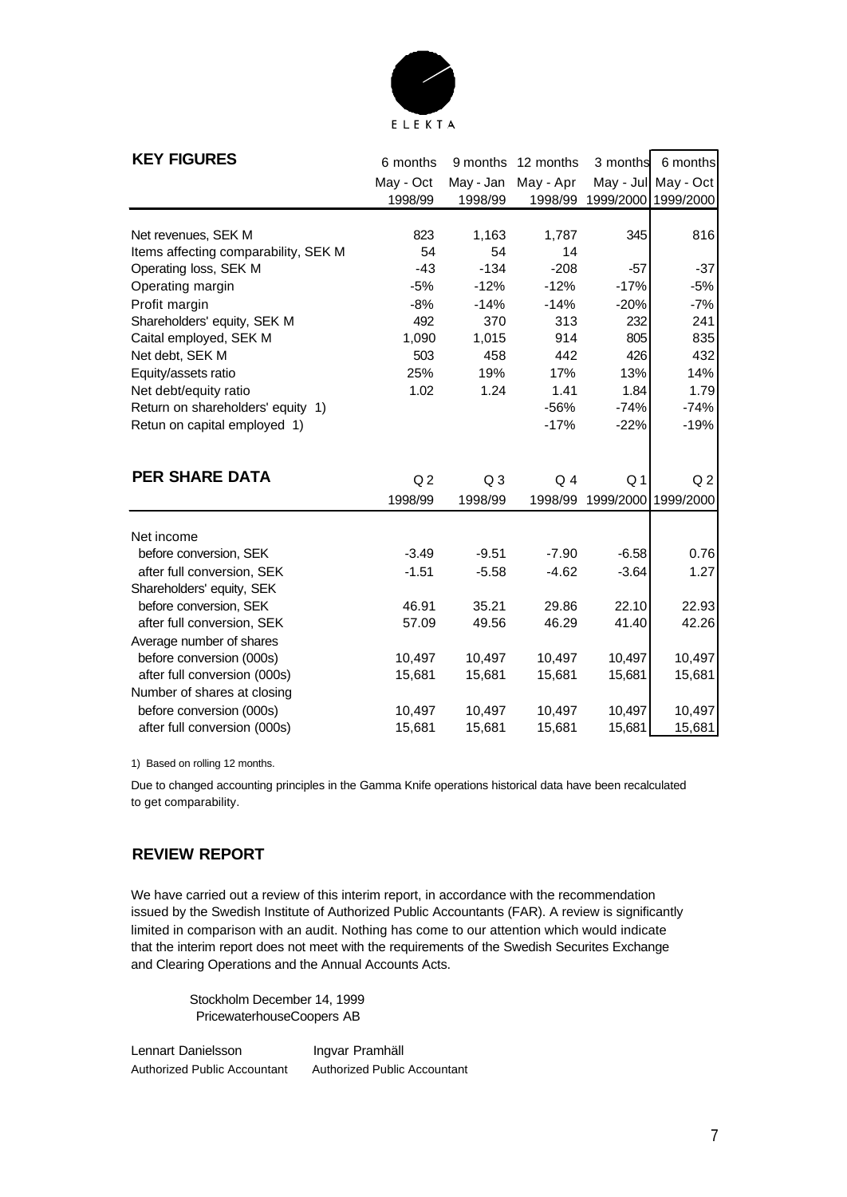ELEKTA

## KEY FIGURES

| | 6 months May - Oct 1998/99 | 9 months May - Jan 1998/99 | 12 months May - Apr 1998/99 | 3 months May - Jul 1999/2000 | 6 months May - Oct 1999/2000 |
|---|---|---|---|---|---|
| Net revenues, SEK M | 823 | 1,163 | 1,787 | 345 | 816 |
| Items affecting comparability, SEK M | 54 | 54 | 14 | | |
| Operating loss, SEK M | -43 | -134 | -208 | -57 | -37 |
| Operating margin | -5% | -12% | -12% | -17% | -5% |
| Profit margin | -8% | -14% | -14% | -20% | -7% |
| Shareholders' equity, SEK M | 492 | 370 | 313 | 232 | 241 |
| Caital employed, SEK M | 1,090 | 1,015 | 914 | 805 | 835 |
| Net debt, SEK M | 503 | 458 | 442 | 426 | 432 |
| Equity/assets ratio | 25% | 19% | 17% | 13% | 14% |
| Net debt/equity ratio | 1.02 | 1.24 | 1.41 | 1.84 | 1.79 |
| Return on shareholders' equity 1) | | | -56% | -74% | -74% |
| Retun on capital employed 1) | | | -17% | -22% | -19% |

## PER SHARE DATA

| | Q 2 1998/99 | Q 3 1998/99 | Q 4 1998/99 | Q 1 1999/2000 | Q 2 1999/2000 |
|---|---|---|---|---|---|
| Net income | | | | | |
| before conversion, SEK | -3.49 | -9.51 | -7.90 | -6.58 | 0.76 |
| after full conversion, SEK | -1.51 | -5.58 | -4.62 | -3.64 | 1.27 |
| Shareholders' equity, SEK | | | | | |
| before conversion, SEK | 46.91 | 35.21 | 29.86 | 22.10 | 22.93 |
| after full conversion, SEK | 57.09 | 49.56 | 46.29 | 41.40 | 42.26 |
| Average number of shares | | | | | |
| before conversion (000s) | 10,497 | 10,497 | 10,497 | 10,497 | 10,497 |
| after full conversion (000s) | 15,681 | 15,681 | 15,681 | 15,681 | 15,681 |
| Number of shares at closing | | | | | |
| before conversion (000s) | 10,497 | 10,497 | 10,497 | 10,497 | 10,497 |
| after full conversion (000s) | 15,681 | 15,681 | 15,681 | 15,681 | 15,681 |

1) Based on rolling 12 months.

Due to changed accounting principles in the Gamma Knife operations historical data have been recalculated to get comparability.

## REVIEW REPORT

We have carried out a review of this interim report, in accordance with the recommendation issued by the Swedish Institute of Authorized Public Accountants (FAR). A review is significantly limited in comparison with an audit. Nothing has come to our attention which would indicate that the interim report does not meet with the requirements of the Swedish Securites Exchange and Clearing Operations and the Annual Accounts Acts.

Stockholm December 14, 1999
PricewaterhouseCoopers AB

Lennart Danielsson
Authorized Public Accountant

Ingvar Pramhäll
Authorized Public Accountant